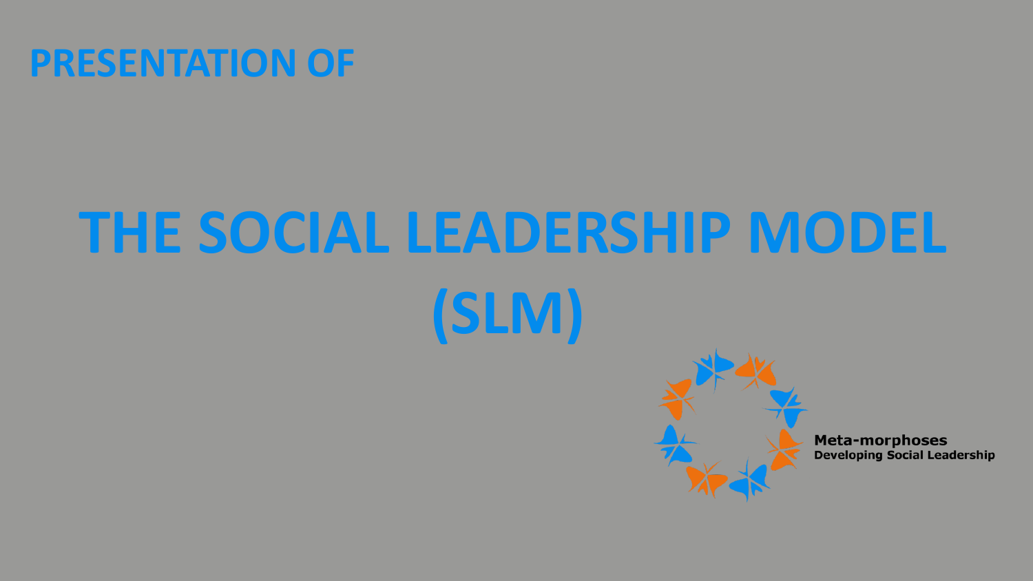## PRESENTATION OF

# THE SOCIAL LEADERSHIP MODEL (SLM)

**Meta-morphoses**
**Developing Social Leadership**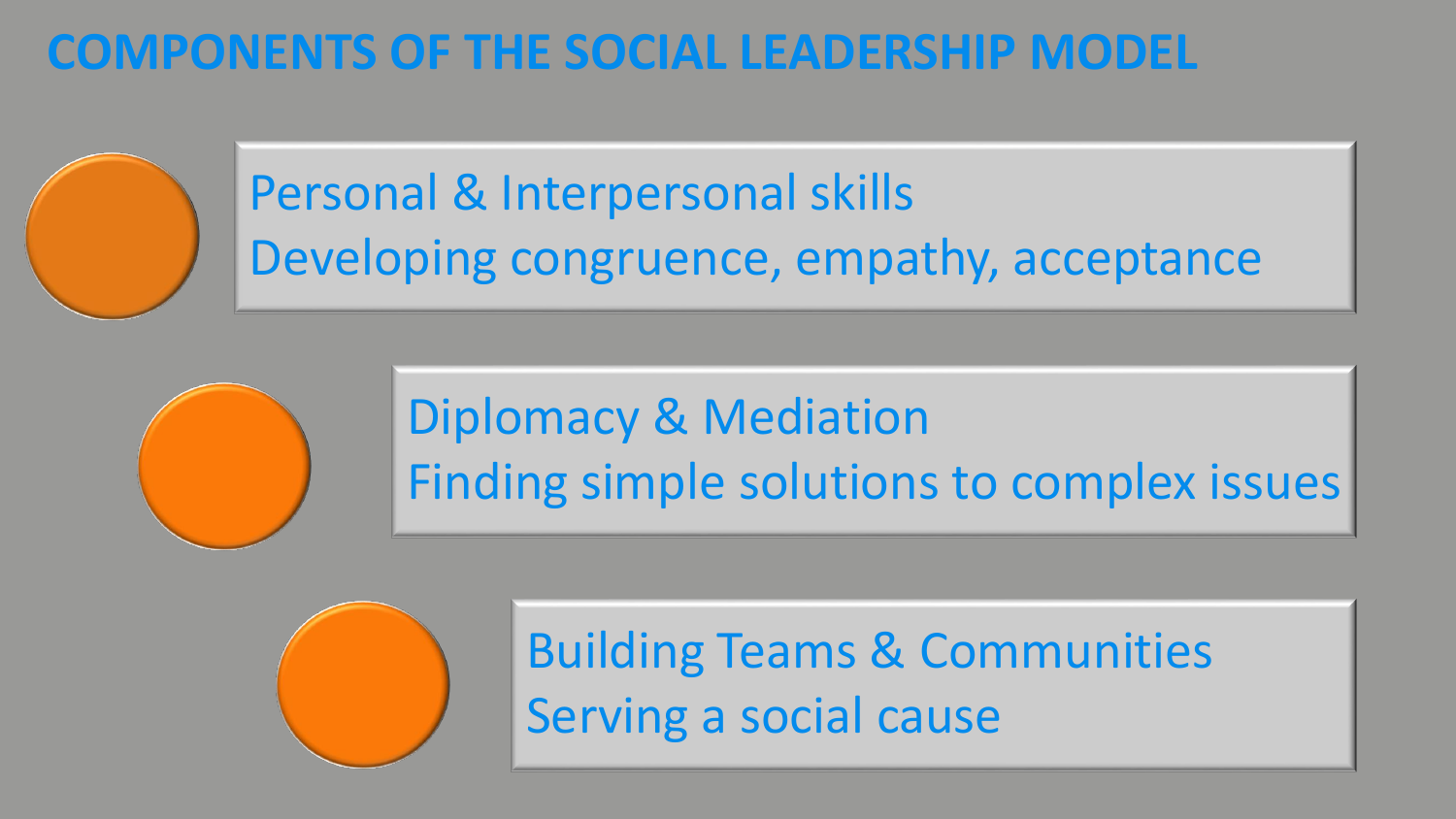# COMPONENTS OF THE SOCIAL LEADERSHIP MODEL

- **Personal & Interpersonal skills**
  Developing congruence, empathy, acceptance

- **Diplomacy & Mediation**
  Finding simple solutions to complex issues

- **Building Teams & Communities**
  Serving a social cause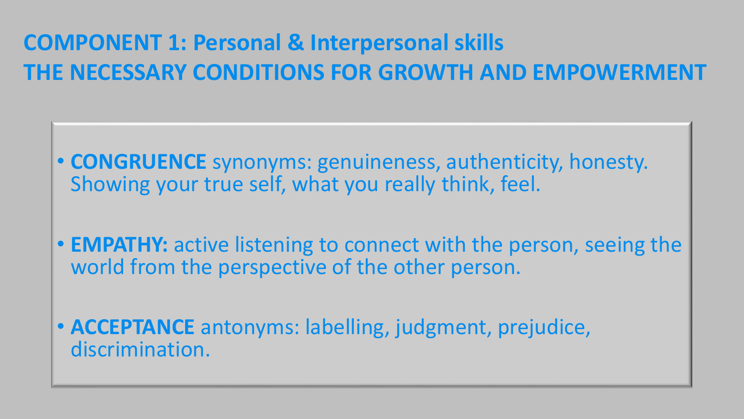## COMPONENT 1: Personal & Interpersonal skills
## THE NECESSARY CONDITIONS FOR GROWTH AND EMPOWERMENT

- **CONGRUENCE** synonyms: genuineness, authenticity, honesty. Showing your true self, what you really think, feel.
- **EMPATHY:** active listening to connect with the person, seeing the world from the perspective of the other person.
- **ACCEPTANCE** antonyms: labelling, judgment, prejudice, discrimination.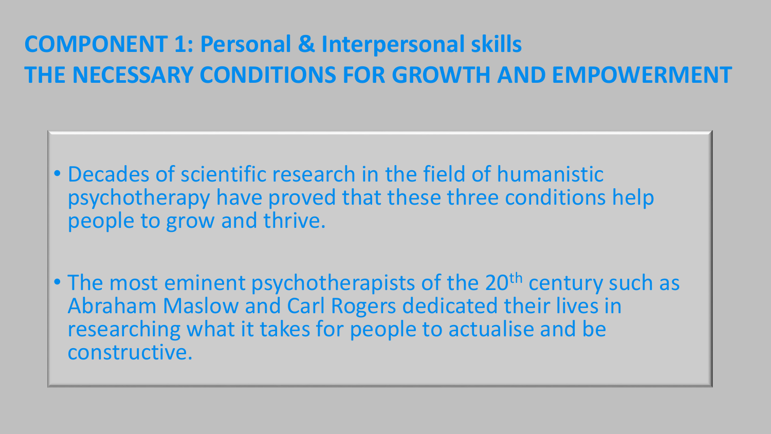# COMPONENT 1: Personal & Interpersonal skills
# THE NECESSARY CONDITIONS FOR GROWTH AND EMPOWERMENT

- Decades of scientific research in the field of humanistic psychotherapy have proved that these three conditions help people to grow and thrive.

- The most eminent psychotherapists of the 20th century such as Abraham Maslow and Carl Rogers dedicated their lives in researching what it takes for people to actualise and be constructive.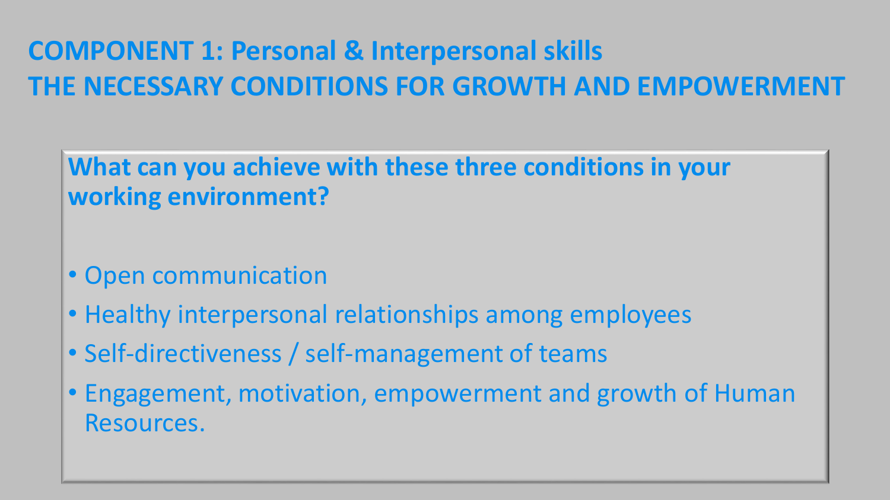# COMPONENT 1: Personal & Interpersonal skills

# THE NECESSARY CONDITIONS FOR GROWTH AND EMPOWERMENT

**What can you achieve with these three conditions in your working environment?**

- Open communication
- Healthy interpersonal relationships among employees
- Self-directiveness / self-management of teams
- Engagement, motivation, empowerment and growth of Human Resources.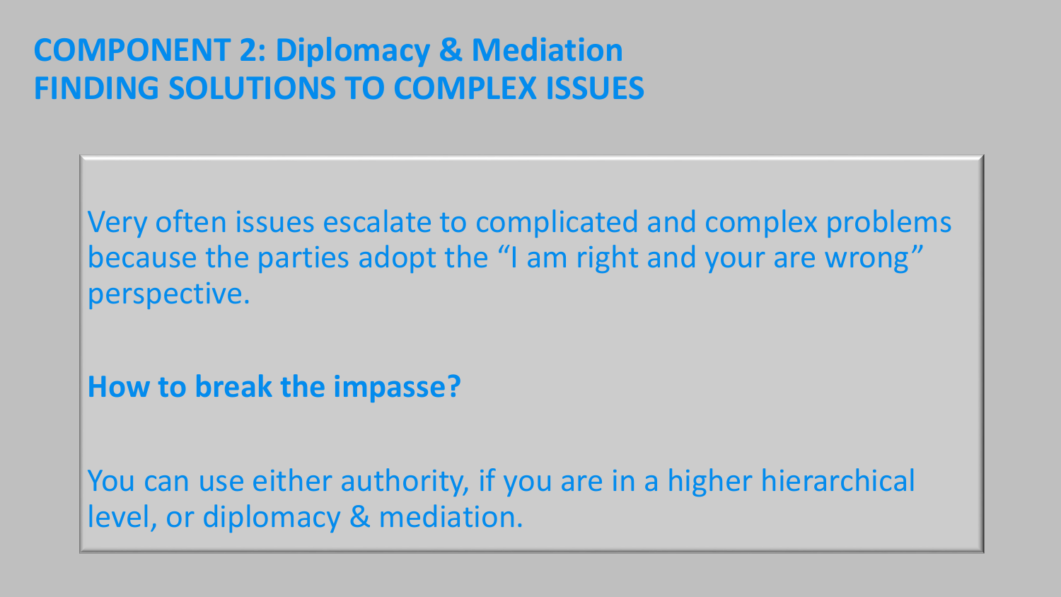# COMPONENT 2: Diplomacy & Mediation
# FINDING SOLUTIONS TO COMPLEX ISSUES

Very often issues escalate to complicated and complex problems because the parties adopt the "I am right and your are wrong" perspective.

**How to break the impasse?**

You can use either authority, if you are in a higher hierarchical level, or diplomacy & mediation.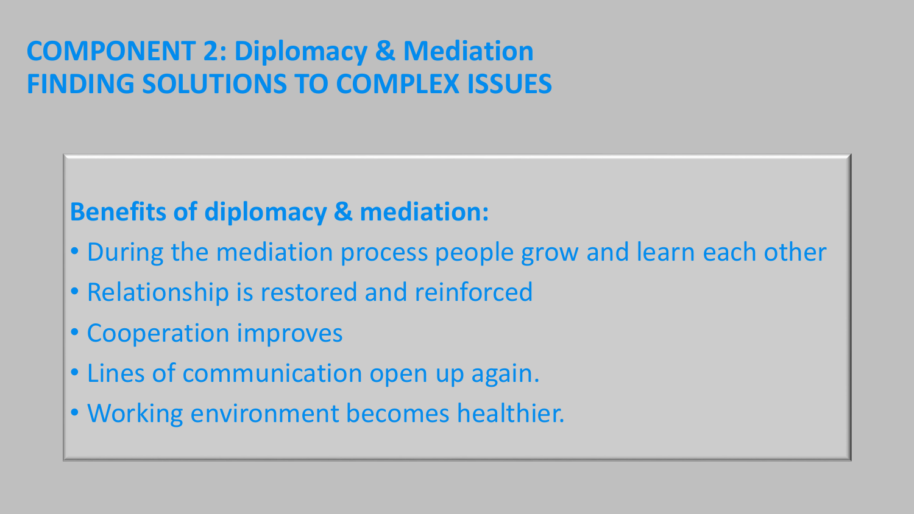# COMPONENT 2: Diplomacy & Mediation
# FINDING SOLUTIONS TO COMPLEX ISSUES

**Benefits of diplomacy & mediation:**

- During the mediation process people grow and learn each other
- Relationship is restored and reinforced
- Cooperation improves
- Lines of communication open up again.
- Working environment becomes healthier.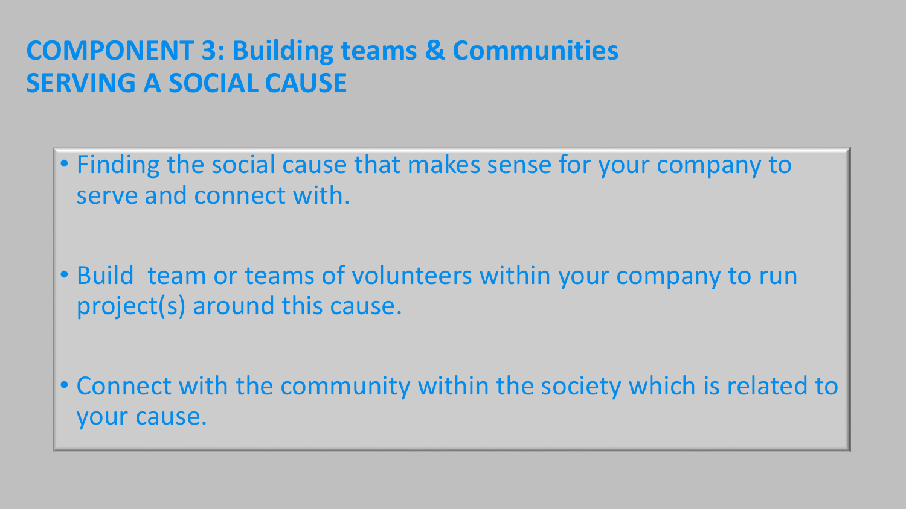## COMPONENT 3: Building teams & Communities
## SERVING A SOCIAL CAUSE

- Finding the social cause that makes sense for your company to serve and connect with.
- Build  team or teams of volunteers within your company to run project(s) around this cause.
- Connect with the community within the society which is related to your cause.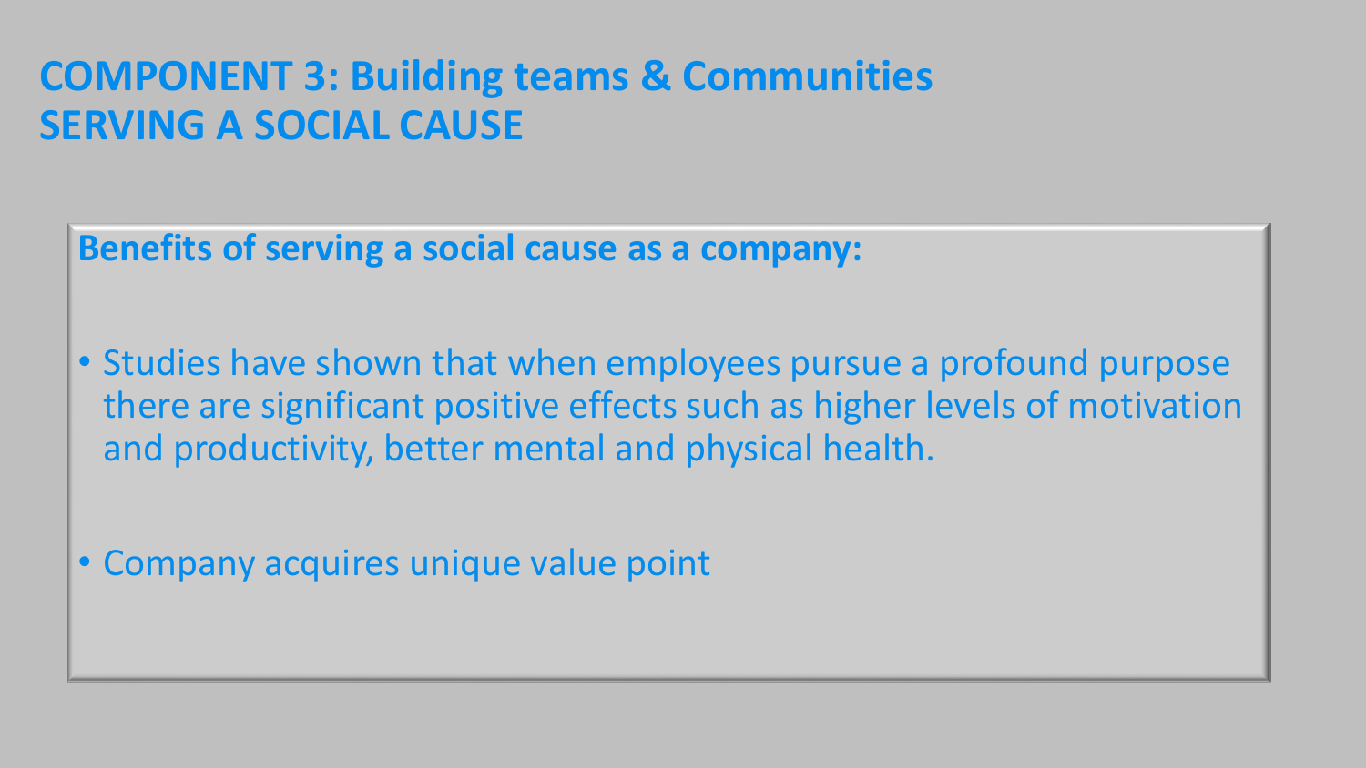# COMPONENT 3: Building teams & Communities
# SERVING A SOCIAL CAUSE

**Benefits of serving a social cause as a company:**

- Studies have shown that when employees pursue a profound purpose there are significant positive effects such as higher levels of motivation and productivity, better mental and physical health.
- Company acquires unique value point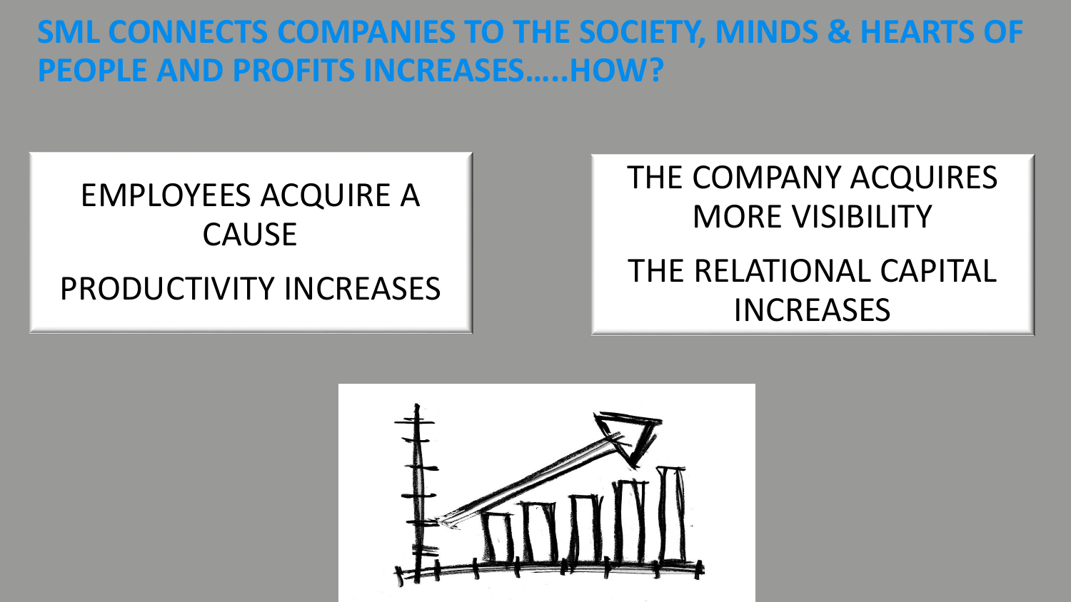# SML CONNECTS COMPANIES TO THE SOCIETY, MINDS & HEARTS OF PEOPLE AND PROFITS INCREASES…..HOW?

EMPLOYEES ACQUIRE A CAUSE

PRODUCTIVITY INCREASES

THE COMPANY ACQUIRES MORE VISIBILITY

THE RELATIONAL CAPITAL INCREASES